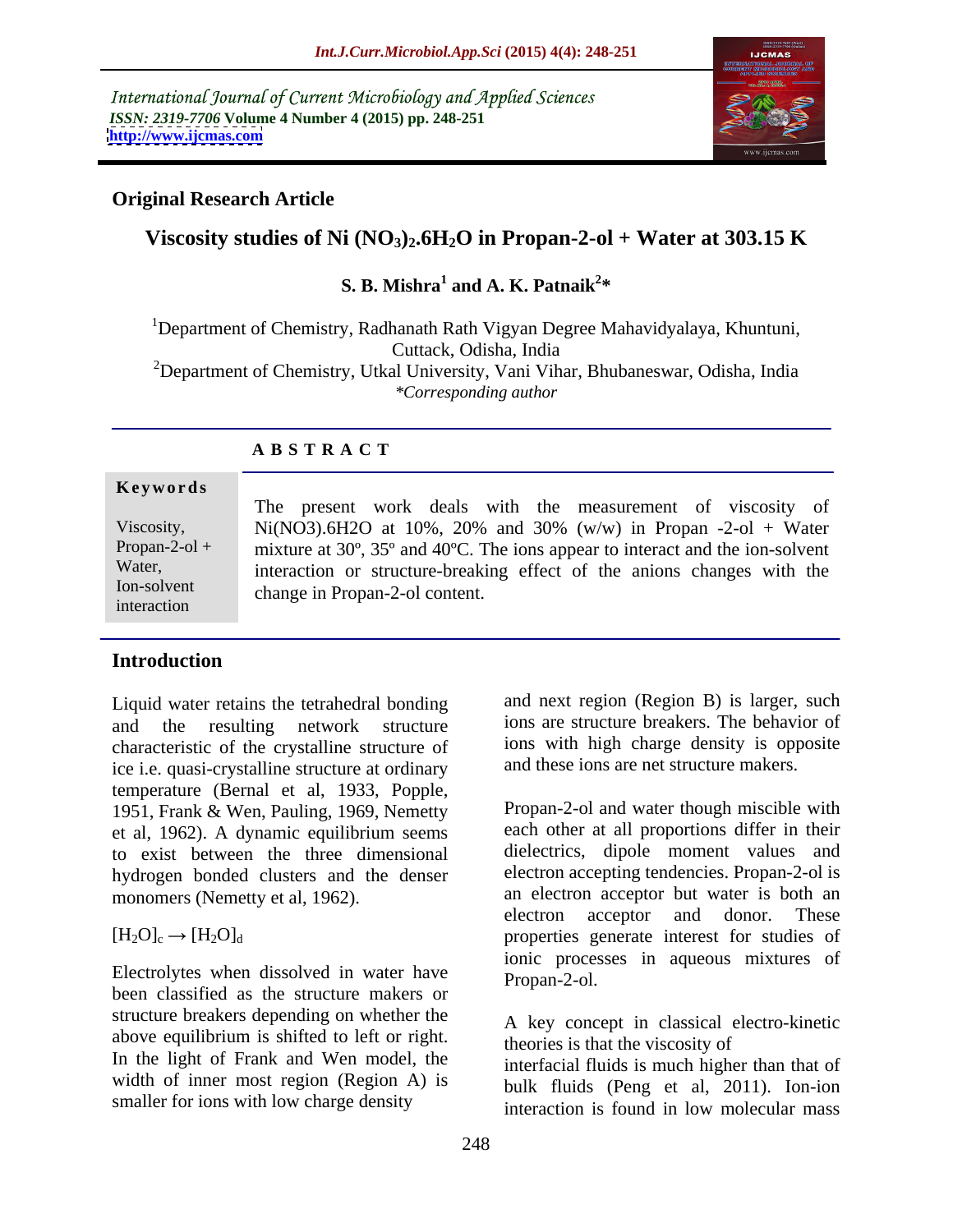International Journal of Current Microbiology and Applied Sciences
*ISSN: 2319-7706* **Volume 4 Number 4 (2015) pp. 248-251**
**http://www.ijcmas.com**

**Original Research Article**

# Viscosity studies of Ni $(NO_3)_2.6H_2O$ in Propan-2-ol + Water at 303.15 K

**S. B. Mishra[1] and A. K. Patnaik[2]***

[1]Department of Chemistry, Radhanath Rath Vigyan Degree Mahavidyalaya, Khuntuni, Cuttack, Odisha, India
[2]Department of Chemistry, Utkal University, Vani Vihar, Bhubaneswar, Odisha, India
*\*Corresponding author*

**A B S T R A C T**

**Keywords**

Viscosity, Propan-2-ol + Water, Ion-solvent interaction

The present work deals with the measurement of viscosity of Ni(NO3).6H2O at 10%, 20% and 30% (w/w) in Propan -2-ol + Water mixture at 30º, 35º and 40ºC. The ions appear to interact and the ion-solvent interaction or structure-breaking effect of the anions changes with the change in Propan-2-ol content.

## Introduction

Liquid water retains the tetrahedral bonding and the resulting network structure characteristic of the crystalline structure of ice i.e. quasi-crystalline structure at ordinary temperature (Bernal et al, 1933, Popple, 1951, Frank & Wen, Pauling, 1969, Nemetty et al, 1962). A dynamic equilibrium seems to exist between the three dimensional hydrogen bonded clusters and the denser monomers (Nemetty et al, 1962).

$$[H_2O]_c \rightarrow [H_2O]_d$$

Electrolytes when dissolved in water have been classified as the structure makers or structure breakers depending on whether the above equilibrium is shifted to left or right. In the light of Frank and Wen model, the width of inner most region (Region A) is smaller for ions with low charge density and next region (Region B) is larger, such ions are structure breakers. The behavior of ions with high charge density is opposite and these ions are net structure makers.

Propan-2-ol and water though miscible with each other at all proportions differ in their dielectrics, dipole moment values and electron accepting tendencies. Propan-2-ol is an electron acceptor but water is both an electron acceptor and donor. These properties generate interest for studies of ionic processes in aqueous mixtures of Propan-2-ol.

A key concept in classical electro-kinetic theories is that the viscosity of interfacial fluids is much higher than that of bulk fluids (Peng et al, 2011). Ion-ion interaction is found in low molecular mass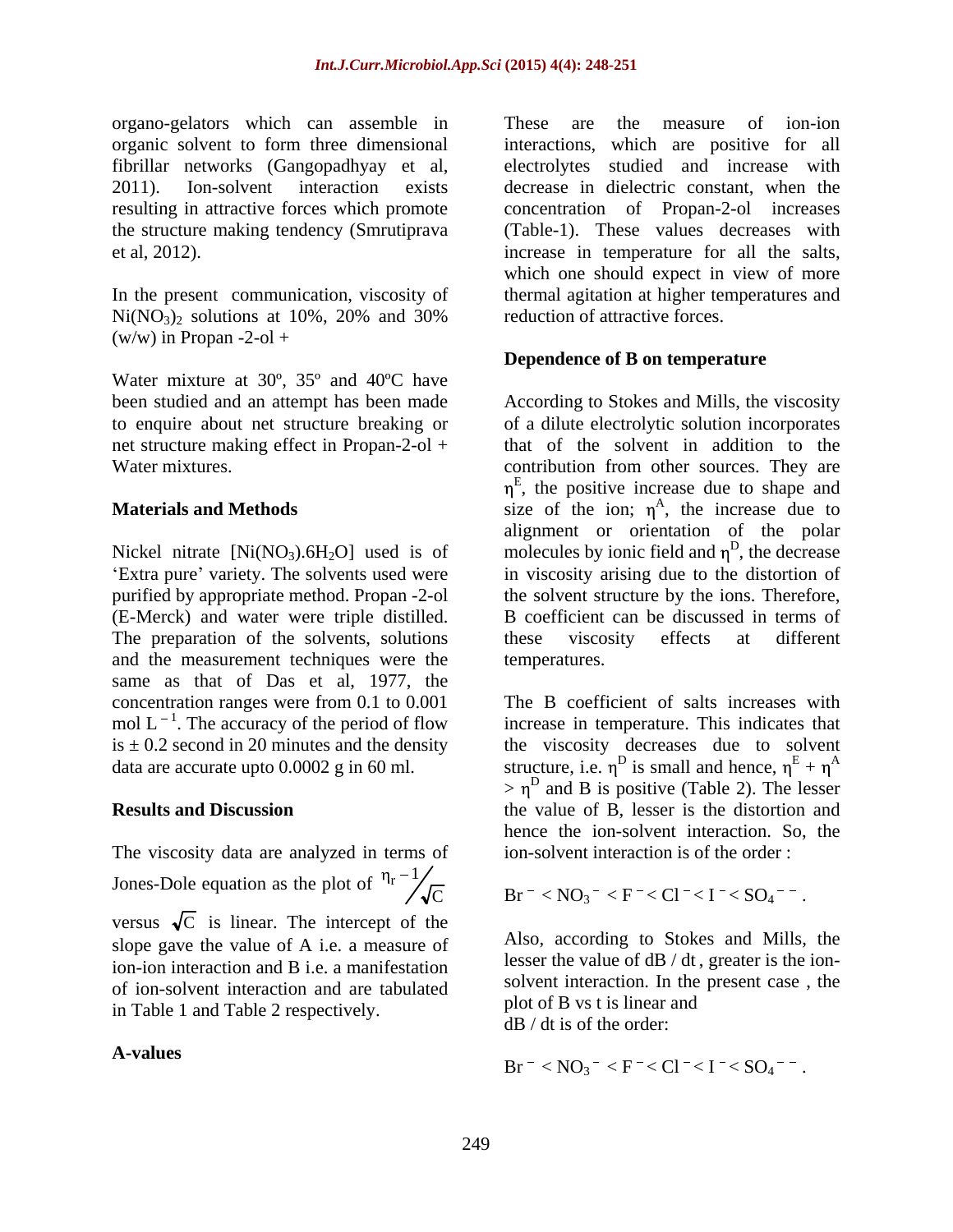organo-gelators which can assemble in organic solvent to form three dimensional fibrillar networks (Gangopadhyay et al, 2011). Ion-solvent interaction exists resulting in attractive forces which promote the structure making tendency (Smrutiprava et al, 2012).

In the present communication, viscosity of $Ni(NO_3)_2$ solutions at 10%, 20% and 30% (w/w) in Propan -2-ol +

Water mixture at 30º, 35º and 40ºC have been studied and an attempt has been made to enquire about net structure breaking or net structure making effect in Propan-2-ol + Water mixtures.

## Materials and Methods

Nickel nitrate $[Ni(NO_3).6H_2O]$ used is of 'Extra pure' variety. The solvents used were purified by appropriate method. Propan -2-ol (E-Merck) and water were triple distilled. The preparation of the solvents, solutions and the measurement techniques were the same as that of Das et al, 1977, the concentration ranges were from 0.1 to 0.001 mol $L^{-1}$. The accuracy of the period of flow is ± 0.2 second in 20 minutes and the density data are accurate upto 0.0002 g in 60 ml.

## Results and Discussion

The viscosity data are analyzed in terms of Jones-Dole equation as the plot of $\frac{\eta_r - 1}{\sqrt{C}}$ versus $\sqrt{C}$ is linear. The intercept of the slope gave the value of A i.e. a measure of ion-ion interaction and B i.e. a manifestation of ion-solvent interaction and are tabulated in Table 1 and Table 2 respectively.

### A-values

These are the measure of ion-ion interactions, which are positive for all electrolytes studied and increase with decrease in dielectric constant, when the concentration of Propan-2-ol increases (Table-1). These values decreases with increase in temperature for all the salts, which one should expect in view of more thermal agitation at higher temperatures and reduction of attractive forces.

### Dependence of B on temperature

According to Stokes and Mills, the viscosity of a dilute electrolytic solution incorporates that of the solvent in addition to the contribution from other sources. They are $\eta^E$, the positive increase due to shape and size of the ion; $\eta^A$, the increase due to alignment or orientation of the polar molecules by ionic field and $\eta^D$, the decrease in viscosity arising due to the distortion of the solvent structure by the ions. Therefore, B coefficient can be discussed in terms of these viscosity effects at different temperatures.

The B coefficient of salts increases with increase in temperature. This indicates that the viscosity decreases due to solvent structure, i.e. $\eta^D$ is small and hence, $\eta^E + \eta^A > \eta^D$ and B is positive (Table 2). The lesser the value of B, lesser is the distortion and hence the ion-solvent interaction. So, the ion-solvent interaction is of the order :

$$Br^- < NO_3^- < F^- < Cl^- < I^- < SO_4^{--}.$$

Also, according to Stokes and Mills, the lesser the value of dB / dt, greater is the ion-solvent interaction. In the present case , the plot of B vs t is linear and dB / dt is of the order:

$$Br^- < NO_3^- < F^- < Cl^- < I^- < SO_4^{--}.$$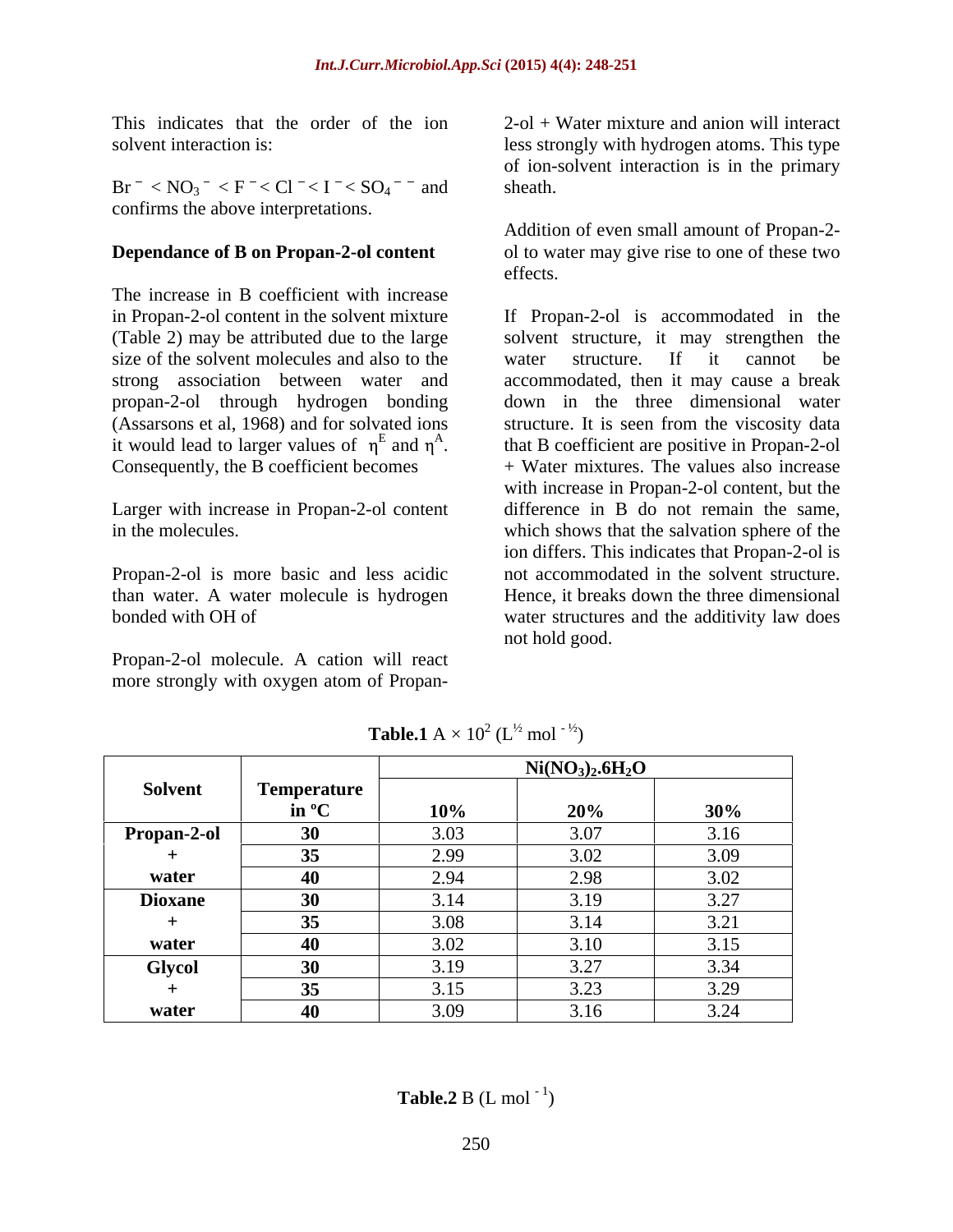This indicates that the order of the ion solvent interaction is:

$Br^- < NO_3^- < F^- < Cl^- < I^- < SO_4^{--}$ and confirms the above interpretations.

**Dependance of B on Propan-2-ol content**

The increase in B coefficient with increase in Propan-2-ol content in the solvent mixture (Table 2) may be attributed due to the large size of the solvent molecules and also to the strong association between water and propan-2-ol through hydrogen bonding (Assarsons et al, 1968) and for solvated ions it would lead to larger values of $\eta^E$ and $\eta^A$. Consequently, the B coefficient becomes

Larger with increase in Propan-2-ol content in the molecules.

Propan-2-ol is more basic and less acidic than water. A water molecule is hydrogen bonded with OH of

Propan-2-ol molecule. A cation will react more strongly with oxygen atom of Propan-2-ol + Water mixture and anion will interact less strongly with hydrogen atoms. This type of ion-solvent interaction is in the primary sheath.

Addition of even small amount of Propan-2-ol to water may give rise to one of these two effects.

If Propan-2-ol is accommodated in the solvent structure, it may strengthen the water structure. If it cannot be accommodated, then it may cause a break down in the three dimensional water structure. It is seen from the viscosity data that B coefficient are positive in Propan-2-ol + Water mixtures. The values also increase with increase in Propan-2-ol content, but the difference in B do not remain the same, which shows that the salvation sphere of the ion differs. This indicates that Propan-2-ol is not accommodated in the solvent structure. Hence, it breaks down the three dimensional water structures and the additivity law does not hold good.

**Table.1** $A \times 10^2$ ($L^{½}$ mol $^{-½}$)

| Solvent | Temperature in ºC | $Ni(NO_3)_2.6H_2O$ | | |
|---|---|---|---|---|
| | | **10%** | **20%** | **30%** |
| **Propan-2-ol** | **30** | 3.03 | 3.07 | 3.16 |
| **+** | **35** | 2.99 | 3.02 | 3.09 |
| **water** | **40** | 2.94 | 2.98 | 3.02 |
| **Dioxane** | **30** | 3.14 | 3.19 | 3.27 |
| **+** | **35** | 3.08 | 3.14 | 3.21 |
| **water** | **40** | 3.02 | 3.10 | 3.15 |
| **Glycol** | **30** | 3.19 | 3.27 | 3.34 |
| **+** | **35** | 3.15 | 3.23 | 3.29 |
| **water** | **40** | 3.09 | 3.16 | 3.24 |

**Table.2** B (L mol $^{-1}$)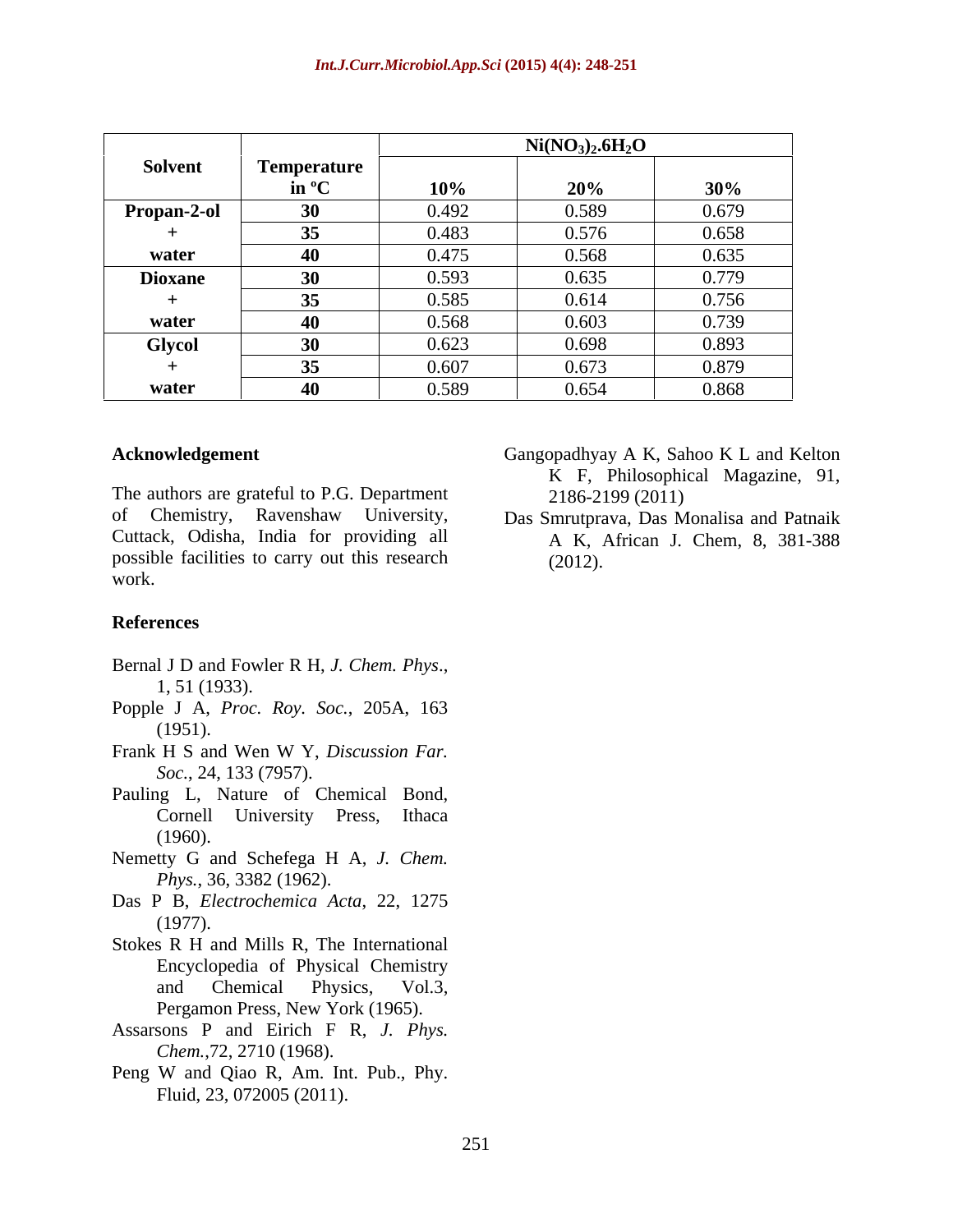| Solvent | Temperature in °C | $Ni(NO_3)_2.6H_2O$ | | |
|---|---|---|---|---|
| | | 10% | 20% | 30% |
| **Propan-2-ol** | **30** | 0.492 | 0.589 | 0.679 |
| **+** | **35** | 0.483 | 0.576 | 0.658 |
| **water** | **40** | 0.475 | 0.568 | 0.635 |
| **Dioxane** | **30** | 0.593 | 0.635 | 0.779 |
| **+** | **35** | 0.585 | 0.614 | 0.756 |
| **water** | **40** | 0.568 | 0.603 | 0.739 |
| **Glycol** | **30** | 0.623 | 0.698 | 0.893 |
| **+** | **35** | 0.607 | 0.673 | 0.879 |
| **water** | **40** | 0.589 | 0.654 | 0.868 |

## Acknowledgement

The authors are grateful to P.G. Department of Chemistry, Ravenshaw University, Cuttack, Odisha, India for providing all possible facilities to carry out this research work.

## References

- Bernal J D and Fowler R H, *J. Chem. Phys*., 1, 51 (1933).
- Popple J A, *Proc. Roy. Soc.*, 205A, 163 (1951).
- Frank H S and Wen W Y, *Discussion Far. Soc*., 24, 133 (7957).
- Pauling L, Nature of Chemical Bond, Cornell University Press, Ithaca (1960).
- Nemetty G and Schefega H A, *J. Chem. Phys.*, 36, 3382 (1962).
- Das P B, *Electrochemica Acta*, 22, 1275 (1977).
- Stokes R H and Mills R, The International Encyclopedia of Physical Chemistry and Chemical Physics, Vol.3, Pergamon Press, New York (1965).
- Assarsons P and Eirich F R, *J. Phys. Chem.*,72, 2710 (1968).
- Peng W and Qiao R, Am. Int. Pub., Phy. Fluid, 23, 072005 (2011).
- Gangopadhyay A K, Sahoo K L and Kelton K F, Philosophical Magazine, 91, 2186-2199 (2011)
- Das Smrutprava, Das Monalisa and Patnaik A K, African J. Chem, 8, 381-388 (2012).